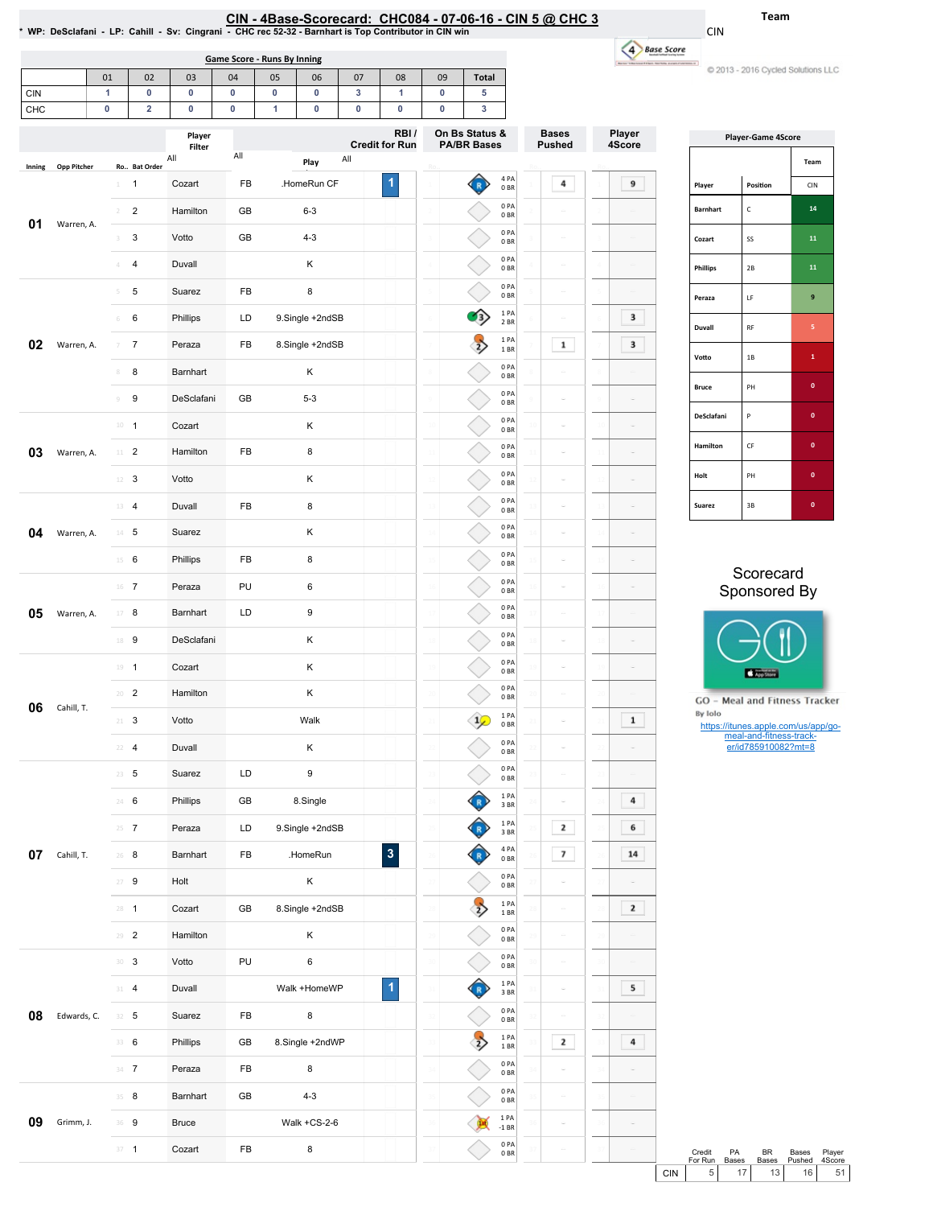# CIN - 4Base-Scorecard: CHC084 - 07-06-16 - CIN 5 @ CHC 3

* WP: DeSclafani - LP: Cahill - Sv: Cingrani - CHC rec 52-32 - Barnhart is Top Contributor in CIN win

Team: CIN

© 2013 - 2016 Cycled Solutions LLC

## Game Score - Runs By Inning

| | 01 | 02 | 03 | 04 | 05 | 06 | 07 | 08 | 09 | Total |
|---|---|---|---|---|---|---|---|---|---|---|
| CIN | 1 | 0 | 0 | 0 | 0 | 0 | 3 | 1 | 0 | 5 |
| CHC | 0 | 2 | 0 | 0 | 1 | 0 | 0 | 0 | 0 | 3 |

| Inning | Opp Pitcher | Ro.. | Bat Order | Player | | Play | RBI / Credit for Run | On Bs Status & PA/BR Bases | Bases Pushed | Player 4Score |
|---|---|---|---|---|---|---|---|---|---|---|
| 01 | Warren, A. | 1 | 1 | Cozart | FB | .HomeRun CF | 1 | 4 PA 0 BR | 4 | 9 |
| | | 2 | 2 | Hamilton | GB | 6-3 | | 0 PA 0 BR | | |
| | | 3 | 3 | Votto | GB | 4-3 | | 0 PA 0 BR | | |
| | | 4 | 4 | Duvall | | K | | 0 PA 0 BR | | |
| 02 | Warren, A. | 5 | 5 | Suarez | FB | 8 | | 0 PA 0 BR | | |
| | | 6 | 6 | Phillips | LD | 9.Single +2ndSB | | 1 PA 2 BR | | 3 |
| | | 7 | 7 | Peraza | FB | 8.Single +2ndSB | | 1 PA 1 BR | 1 | 3 |
| | | 8 | 8 | Barnhart | | K | | 0 PA 0 BR | | |
| | | 9 | 9 | DeSclafani | GB | 5-3 | | 0 PA 0 BR | | |
| 03 | Warren, A. | 10 | 1 | Cozart | | K | | 0 PA 0 BR | | |
| | | 11 | 2 | Hamilton | FB | 8 | | 0 PA 0 BR | | |
| | | 12 | 3 | Votto | | K | | 0 PA 0 BR | | |
| 04 | Warren, A. | 13 | 4 | Duvall | FB | 8 | | 0 PA 0 BR | | |
| | | 14 | 5 | Suarez | | K | | 0 PA 0 BR | | |
| | | 15 | 6 | Phillips | FB | 8 | | 0 PA 0 BR | | |
| 05 | Warren, A. | 16 | 7 | Peraza | PU | 6 | | 0 PA 0 BR | | |
| | | 17 | 8 | Barnhart | LD | 9 | | 0 PA 0 BR | | |
| | | 18 | 9 | DeSclafani | | K | | 0 PA 0 BR | | |
| 06 | Cahill, T. | 19 | 1 | Cozart | | K | | 0 PA 0 BR | | |
| | | 20 | 2 | Hamilton | | K | | 0 PA 0 BR | | |
| | | 21 | 3 | Votto | | Walk | | 1 PA 0 BR | | 1 |
| | | 22 | 4 | Duvall | | K | | 0 PA 0 BR | | |
| 07 | Cahill, T. | 23 | 5 | Suarez | LD | 9 | | 0 PA 0 BR | | |
| | | 24 | 6 | Phillips | GB | 8.Single | | 1 PA 3 BR | | 4 |
| | | 25 | 7 | Peraza | LD | 9.Single +2ndSB | | 1 PA 3 BR | 2 | 6 |
| | | 26 | 8 | Barnhart | FB | .HomeRun | 3 | 4 PA 0 BR | 7 | 14 |
| | | 27 | 9 | Holt | | K | | 0 PA 0 BR | | |
| | | 28 | 1 | Cozart | GB | 8.Single +2ndSB | | 1 PA 1 BR | | 2 |
| | | 29 | 2 | Hamilton | | K | | 0 PA 0 BR | | |
| 08 | Edwards, C. | 30 | 3 | Votto | PU | 6 | | 0 PA 0 BR | | |
| | | 31 | 4 | Duvall | | Walk +HomeWP | 1 | 1 PA 3 BR | | 5 |
| | | 32 | 5 | Suarez | FB | 8 | | 0 PA 0 BR | | |
| | | 33 | 6 | Phillips | GB | 8.Single +2ndWP | | 1 PA 1 BR | 2 | 4 |
| | | 34 | 7 | Peraza | FB | 8 | | 0 PA 0 BR | | |
| 09 | Grimm, J. | 35 | 8 | Barnhart | GB | 4-3 | | 0 PA 0 BR | | |
| | | 36 | 9 | Bruce | | Walk +CS-2-6 | | 1 PA -1 BR | | |
| | | 37 | 1 | Cozart | FB | 8 | | 0 PA 0 BR | | |

## Player-Game 4Score

| Player | Position | CIN |
|---|---|---|
| Barnhart | C | 14 |
| Cozart | SS | 11 |
| Phillips | 2B | 11 |
| Peraza | LF | 9 |
| Duvall | RF | 5 |
| Votto | 1B | 1 |
| Bruce | PH | 0 |
| DeSclafani | P | 0 |
| Hamilton | CF | 0 |
| Holt | PH | 0 |
| Suarez | 3B | 0 |

Scorecard Sponsored By

GO - Meal and Fitness Tracker
By Iolo
https://itunes.apple.com/us/app/go-meal-and-fitness-track-er/id785910082?mt=8

| | Credit For Run | PA Bases | BR Bases | Bases Pushed | Player 4Score |
|---|---|---|---|---|---|
| CIN | 5 | 17 | 13 | 16 | 51 |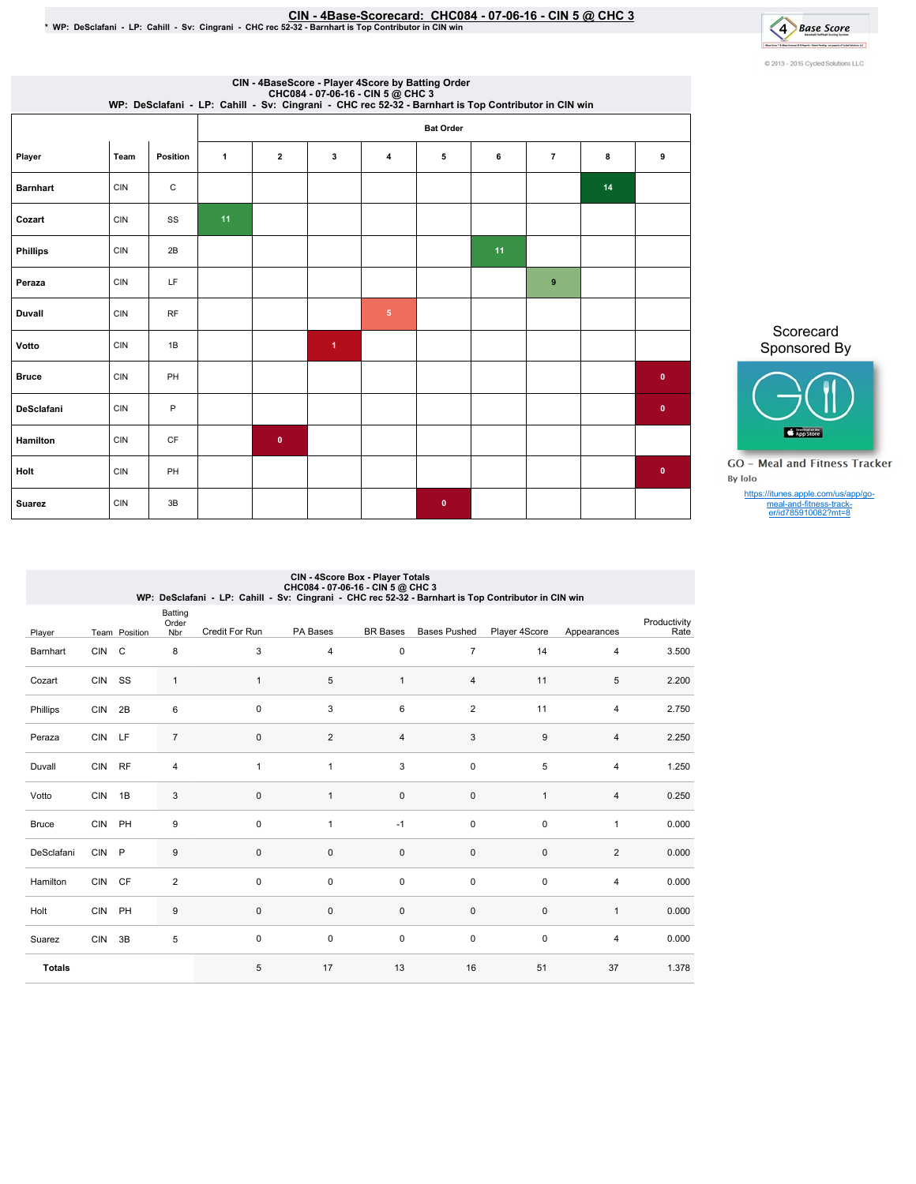# CIN - 4Base-Scorecard: CHC084 - 07-06-16 - CIN 5 @ CHC 3

* WP: DeSclafani - LP: Cahill - Sv: Cingrani - CHC rec 52-32 - Barnhart is Top Contributor in CIN win

© 2013 - 2016 Cycled Solutions LLC

## CIN - 4BaseScore - Player 4Score by Batting Order
CHC084 - 07-06-16 - CIN 5 @ CHC 3
WP: DeSclafani - LP: Cahill - Sv: Cingrani - CHC rec 52-32 - Barnhart is Top Contributor in CIN win

| Player | Team | Position | Bat Order 1 | 2 | 3 | 4 | 5 | 6 | 7 | 8 | 9 |
|---|---|---|---|---|---|---|---|---|---|---|---|
| Barnhart | CIN | C | | | | | | | | 14 | |
| Cozart | CIN | SS | 11 | | | | | | | | |
| Phillips | CIN | 2B | | | | | | 11 | | | |
| Peraza | CIN | LF | | | | | | | 9 | | |
| Duvall | CIN | RF | | | | 5 | | | | | |
| Votto | CIN | 1B | | | 1 | | | | | | |
| Bruce | CIN | PH | | | | | | | | | 0 |
| DeSclafani | CIN | P | | | | | | | | | 0 |
| Hamilton | CIN | CF | | 0 | | | | | | | |
| Holt | CIN | PH | | | | | | | | | 0 |
| Suarez | CIN | 3B | | | | | 0 | | | | |

Scorecard Sponsored By

GO - Meal and Fitness Tracker
By Iolo

https://itunes.apple.com/us/app/go-meal-and-fitness-track-er/id785910082?mt=8

## CIN - 4Score Box - Player Totals
CHC084 - 07-06-16 - CIN 5 @ CHC 3
WP: DeSclafani - LP: Cahill - Sv: Cingrani - CHC rec 52-32 - Barnhart is Top Contributor in CIN win

| Player | Team | Position | Batting Order Nbr | Credit For Run | PA Bases | BR Bases | Bases Pushed | Player 4Score | Appearances | Productivity Rate |
|---|---|---|---|---|---|---|---|---|---|---|
| Barnhart | CIN | C | 8 | 3 | 4 | 0 | 7 | 14 | 4 | 3.500 |
| Cozart | CIN | SS | 1 | 1 | 5 | 1 | 4 | 11 | 5 | 2.200 |
| Phillips | CIN | 2B | 6 | 0 | 3 | 6 | 2 | 11 | 4 | 2.750 |
| Peraza | CIN | LF | 7 | 0 | 2 | 4 | 3 | 9 | 4 | 2.250 |
| Duvall | CIN | RF | 4 | 1 | 1 | 3 | 0 | 5 | 4 | 1.250 |
| Votto | CIN | 1B | 3 | 0 | 1 | 0 | 0 | 1 | 4 | 0.250 |
| Bruce | CIN | PH | 9 | 0 | 1 | -1 | 0 | 0 | 1 | 0.000 |
| DeSclafani | CIN | P | 9 | 0 | 0 | 0 | 0 | 0 | 2 | 0.000 |
| Hamilton | CIN | CF | 2 | 0 | 0 | 0 | 0 | 0 | 4 | 0.000 |
| Holt | CIN | PH | 9 | 0 | 0 | 0 | 0 | 0 | 1 | 0.000 |
| Suarez | CIN | 3B | 5 | 0 | 0 | 0 | 0 | 0 | 4 | 0.000 |
| **Totals** | | | | 5 | 17 | 13 | 16 | 51 | 37 | 1.378 |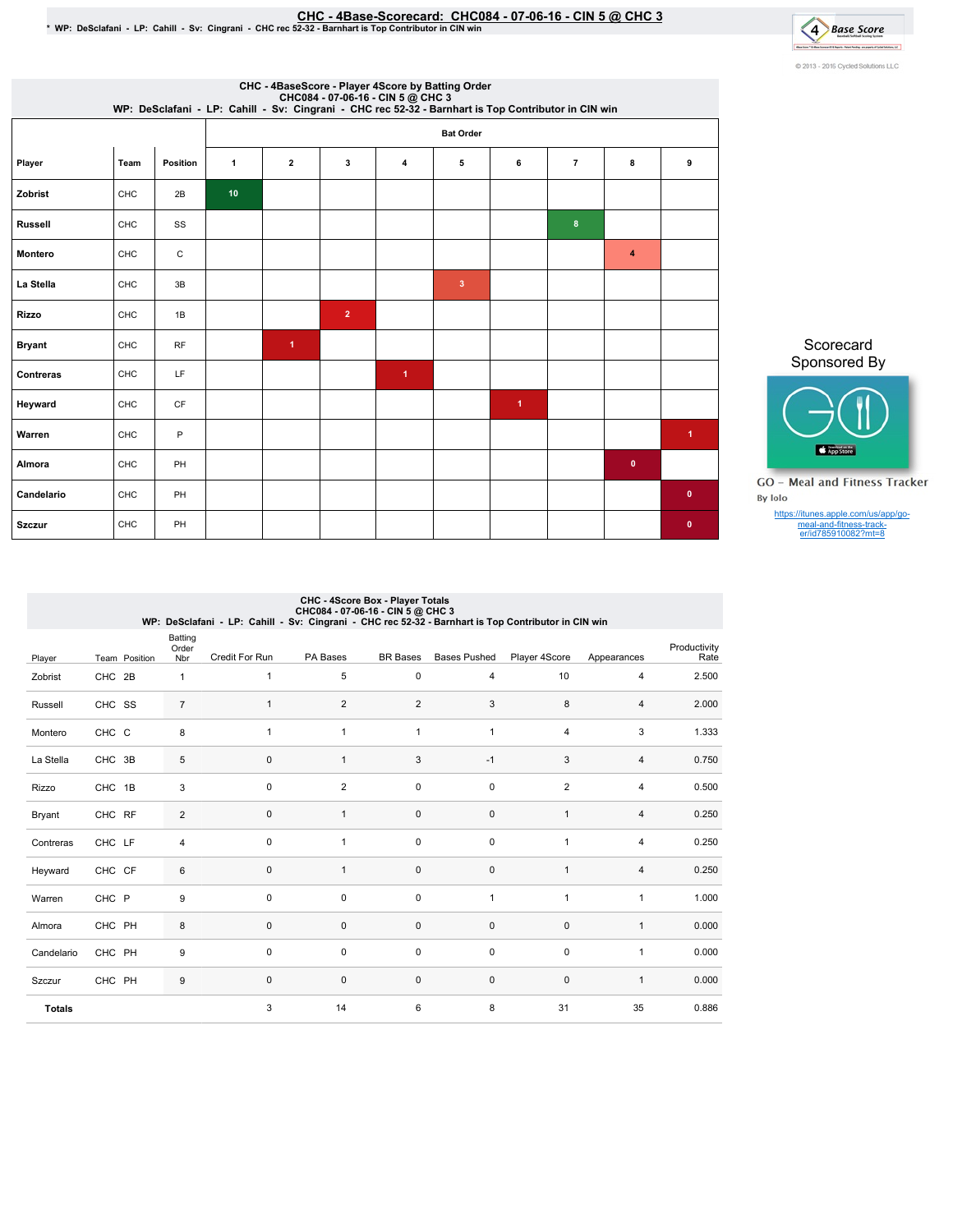# CHC - 4Base-Scorecard: CHC084 - 07-06-16 - CIN 5 @ CHC 3

* WP: DeSclafani - LP: Cahill - Sv: Cingrani - CHC rec 52-32 - Barnhart is Top Contributor in CIN win

© 2013 - 2016 Cycled Solutions LLC

## CHC - 4BaseScore - Player 4Score by Batting Order
CHC084 - 07-06-16 - CIN 5 @ CHC 3
WP: DeSclafani - LP: Cahill - Sv: Cingrani - CHC rec 52-32 - Barnhart is Top Contributor in CIN win

| | | | Bat Order | | | | | | | | |
|---|---|---|---|---|---|---|---|---|---|---|---|
| Player | Team | Position | 1 | 2 | 3 | 4 | 5 | 6 | 7 | 8 | 9 |
| Zobrist | CHC | 2B | 10 | | | | | | | | |
| Russell | CHC | SS | | | | | | | 8 | | |
| Montero | CHC | C | | | | | | | | 4 | |
| La Stella | CHC | 3B | | | | | 3 | | | | |
| Rizzo | CHC | 1B | | | 2 | | | | | | |
| Bryant | CHC | RF | | 1 | | | | | | | |
| Contreras | CHC | LF | | | | 1 | | | | | |
| Heyward | CHC | CF | | | | | | 1 | | | |
| Warren | CHC | P | | | | | | | | | 1 |
| Almora | CHC | PH | | | | | | | | 0 | |
| Candelario | CHC | PH | | | | | | | | | 0 |
| Szczur | CHC | PH | | | | | | | | | 0 |

Scorecard Sponsored By

GO - Meal and Fitness Tracker
By Iolo

https://itunes.apple.com/us/app/go-meal-and-fitness-track-er/id785910082?mt=8

## CHC - 4Score Box - Player Totals
CHC084 - 07-06-16 - CIN 5 @ CHC 3
WP: DeSclafani - LP: Cahill - Sv: Cingrani - CHC rec 52-32 - Barnhart is Top Contributor in CIN win

| Player | Team | Position | Batting Order Nbr | Credit For Run | PA Bases | BR Bases | Bases Pushed | Player 4Score | Appearances | Productivity Rate |
|---|---|---|---|---|---|---|---|---|---|---|
| Zobrist | CHC | 2B | 1 | 1 | 5 | 0 | 4 | 10 | 4 | 2.500 |
| Russell | CHC | SS | 7 | 1 | 2 | 2 | 3 | 8 | 4 | 2.000 |
| Montero | CHC | C | 8 | 1 | 1 | 1 | 1 | 4 | 3 | 1.333 |
| La Stella | CHC | 3B | 5 | 0 | 1 | 3 | -1 | 3 | 4 | 0.750 |
| Rizzo | CHC | 1B | 3 | 0 | 2 | 0 | 0 | 2 | 4 | 0.500 |
| Bryant | CHC | RF | 2 | 0 | 1 | 0 | 0 | 1 | 4 | 0.250 |
| Contreras | CHC | LF | 4 | 0 | 1 | 0 | 0 | 1 | 4 | 0.250 |
| Heyward | CHC | CF | 6 | 0 | 1 | 0 | 0 | 1 | 4 | 0.250 |
| Warren | CHC | P | 9 | 0 | 0 | 0 | 1 | 1 | 1 | 1.000 |
| Almora | CHC | PH | 8 | 0 | 0 | 0 | 0 | 0 | 1 | 0.000 |
| Candelario | CHC | PH | 9 | 0 | 0 | 0 | 0 | 0 | 1 | 0.000 |
| Szczur | CHC | PH | 9 | 0 | 0 | 0 | 0 | 0 | 1 | 0.000 |
| **Totals** | | | | 3 | 14 | 6 | 8 | 31 | 35 | 0.886 |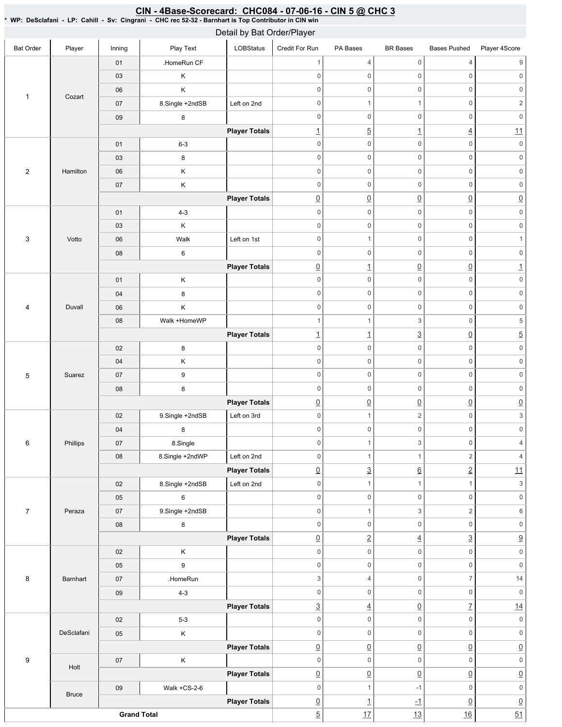## CIN - 4Base-Scorecard: CHC084 - 07-06-16 - CIN 5 @ CHC 3

* WP: DeSclafani - LP: Cahill - Sv: Cingrani - CHC rec 52-32 - Barnhart is Top Contributor in CIN win

### Detail by Bat Order/Player

| Bat Order | Player | Inning | Play Text | LOBStatus | Credit For Run | PA Bases | BR Bases | Bases Pushed | Player 4Score |
|---|---|---|---|---|---|---|---|---|---|
| 1 | Cozart | 01 | .HomeRun CF | | 1 | 4 | 0 | 4 | 9 |
| | | 03 | K | | 0 | 0 | 0 | 0 | 0 |
| | | 06 | K | | 0 | 0 | 0 | 0 | 0 |
| | | 07 | 8.Single +2ndSB | Left on 2nd | 0 | 1 | 1 | 0 | 2 |
| | | 09 | 8 | | 0 | 0 | 0 | 0 | 0 |
| | | | | **Player Totals** | 1 | 5 | 1 | 4 | 11 |
| 2 | Hamilton | 01 | 6-3 | | 0 | 0 | 0 | 0 | 0 |
| | | 03 | 8 | | 0 | 0 | 0 | 0 | 0 |
| | | 06 | K | | 0 | 0 | 0 | 0 | 0 |
| | | 07 | K | | 0 | 0 | 0 | 0 | 0 |
| | | | | **Player Totals** | 0 | 0 | 0 | 0 | 0 |
| 3 | Votto | 01 | 4-3 | | 0 | 0 | 0 | 0 | 0 |
| | | 03 | K | | 0 | 0 | 0 | 0 | 0 |
| | | 06 | Walk | Left on 1st | 0 | 1 | 0 | 0 | 1 |
| | | 08 | 6 | | 0 | 0 | 0 | 0 | 0 |
| | | | | **Player Totals** | 0 | 1 | 0 | 0 | 1 |
| 4 | Duvall | 01 | K | | 0 | 0 | 0 | 0 | 0 |
| | | 04 | 8 | | 0 | 0 | 0 | 0 | 0 |
| | | 06 | K | | 0 | 0 | 0 | 0 | 0 |
| | | 08 | Walk +HomeWP | | 1 | 1 | 3 | 0 | 5 |
| | | | | **Player Totals** | 1 | 1 | 3 | 0 | 5 |
| 5 | Suarez | 02 | 8 | | 0 | 0 | 0 | 0 | 0 |
| | | 04 | K | | 0 | 0 | 0 | 0 | 0 |
| | | 07 | 9 | | 0 | 0 | 0 | 0 | 0 |
| | | 08 | 8 | | 0 | 0 | 0 | 0 | 0 |
| | | | | **Player Totals** | 0 | 0 | 0 | 0 | 0 |
| 6 | Phillips | 02 | 9.Single +2ndSB | Left on 3rd | 0 | 1 | 2 | 0 | 3 |
| | | 04 | 8 | | 0 | 0 | 0 | 0 | 0 |
| | | 07 | 8.Single | | 0 | 1 | 3 | 0 | 4 |
| | | 08 | 8.Single +2ndWP | Left on 2nd | 0 | 1 | 1 | 2 | 4 |
| | | | | **Player Totals** | 0 | 3 | 6 | 2 | 11 |
| 7 | Peraza | 02 | 8.Single +2ndSB | Left on 2nd | 0 | 1 | 1 | 1 | 3 |
| | | 05 | 6 | | 0 | 0 | 0 | 0 | 0 |
| | | 07 | 9.Single +2ndSB | | 0 | 1 | 3 | 2 | 6 |
| | | 08 | 8 | | 0 | 0 | 0 | 0 | 0 |
| | | | | **Player Totals** | 0 | 2 | 4 | 3 | 9 |
| 8 | Barnhart | 02 | K | | 0 | 0 | 0 | 0 | 0 |
| | | 05 | 9 | | 0 | 0 | 0 | 0 | 0 |
| | | 07 | .HomeRun | | 3 | 4 | 0 | 7 | 14 |
| | | 09 | 4-3 | | 0 | 0 | 0 | 0 | 0 |
| | | | | **Player Totals** | 3 | 4 | 0 | 7 | 14 |
| 9 | DeSclafani | 02 | 5-3 | | 0 | 0 | 0 | 0 | 0 |
| | | 05 | K | | 0 | 0 | 0 | 0 | 0 |
| | | | | **Player Totals** | 0 | 0 | 0 | 0 | 0 |
| | Holt | 07 | K | | 0 | 0 | 0 | 0 | 0 |
| | | | | **Player Totals** | 0 | 0 | 0 | 0 | 0 |
| | Bruce | 09 | Walk +CS-2-6 | | 0 | 1 | -1 | 0 | 0 |
| | | | | **Player Totals** | 0 | 1 | -1 | 0 | 0 |
| **Grand Total** | | | | | 5 | 17 | 13 | 16 | 51 |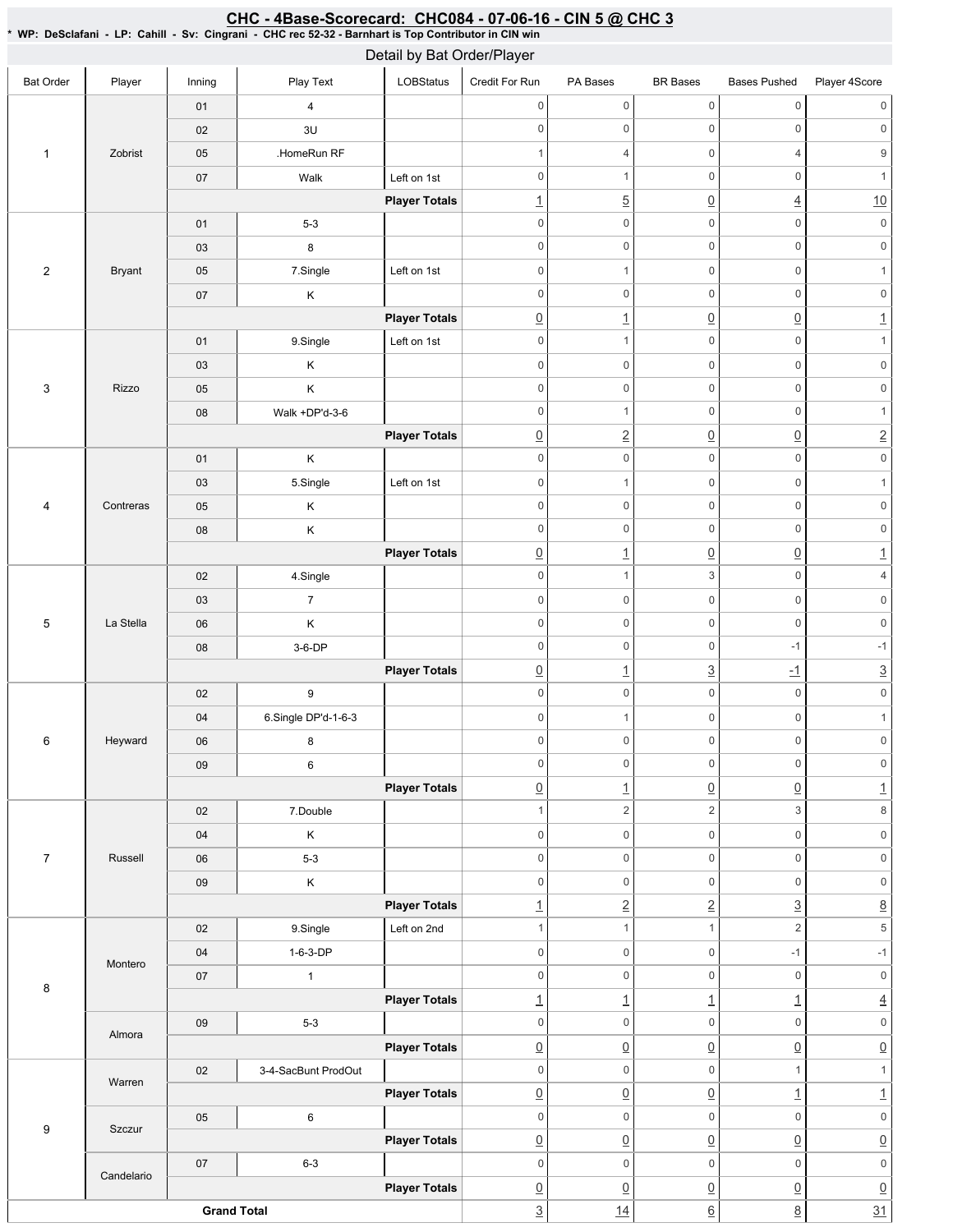## CHC - 4Base-Scorecard: CHC084 - 07-06-16 - CIN 5 @ CHC 3

**\* WP: DeSclafani - LP: Cahill - Sv: Cingrani - CHC rec 52-32 - Barnhart is Top Contributor in CIN win**

### Detail by Bat Order/Player

| Bat Order | Player | Inning | Play Text | LOBStatus | Credit For Run | PA Bases | BR Bases | Bases Pushed | Player 4Score |
|---|---|---|---|---|---|---|---|---|---|
| 1 | Zobrist | 01 | 4 | | 0 | 0 | 0 | 0 | 0 |
| | | 02 | 3U | | 0 | 0 | 0 | 0 | 0 |
| | | 05 | .HomeRun RF | | 1 | 4 | 0 | 4 | 9 |
| | | 07 | Walk | Left on 1st | 0 | 1 | 0 | 0 | 1 |
| | | | | **Player Totals** | 1 | 5 | 0 | 4 | 10 |
| 2 | Bryant | 01 | 5-3 | | 0 | 0 | 0 | 0 | 0 |
| | | 03 | 8 | | 0 | 0 | 0 | 0 | 0 |
| | | 05 | 7.Single | Left on 1st | 0 | 1 | 0 | 0 | 1 |
| | | 07 | K | | 0 | 0 | 0 | 0 | 0 |
| | | | | **Player Totals** | 0 | 1 | 0 | 0 | 1 |
| 3 | Rizzo | 01 | 9.Single | Left on 1st | 0 | 1 | 0 | 0 | 1 |
| | | 03 | K | | 0 | 0 | 0 | 0 | 0 |
| | | 05 | K | | 0 | 0 | 0 | 0 | 0 |
| | | 08 | Walk +DP'd-3-6 | | 0 | 1 | 0 | 0 | 1 |
| | | | | **Player Totals** | 0 | 2 | 0 | 0 | 2 |
| 4 | Contreras | 01 | K | | 0 | 0 | 0 | 0 | 0 |
| | | 03 | 5.Single | Left on 1st | 0 | 1 | 0 | 0 | 1 |
| | | 05 | K | | 0 | 0 | 0 | 0 | 0 |
| | | 08 | K | | 0 | 0 | 0 | 0 | 0 |
| | | | | **Player Totals** | 0 | 1 | 0 | 0 | 1 |
| 5 | La Stella | 02 | 4.Single | | 0 | 1 | 3 | 0 | 4 |
| | | 03 | 7 | | 0 | 0 | 0 | 0 | 0 |
| | | 06 | K | | 0 | 0 | 0 | 0 | 0 |
| | | 08 | 3-6-DP | | 0 | 0 | 0 | -1 | -1 |
| | | | | **Player Totals** | 0 | 1 | 3 | -1 | 3 |
| 6 | Heyward | 02 | 9 | | 0 | 0 | 0 | 0 | 0 |
| | | 04 | 6.Single DP'd-1-6-3 | | 0 | 1 | 0 | 0 | 1 |
| | | 06 | 8 | | 0 | 0 | 0 | 0 | 0 |
| | | 09 | 6 | | 0 | 0 | 0 | 0 | 0 |
| | | | | **Player Totals** | 0 | 1 | 0 | 0 | 1 |
| 7 | Russell | 02 | 7.Double | | 1 | 2 | 2 | 3 | 8 |
| | | 04 | K | | 0 | 0 | 0 | 0 | 0 |
| | | 06 | 5-3 | | 0 | 0 | 0 | 0 | 0 |
| | | 09 | K | | 0 | 0 | 0 | 0 | 0 |
| | | | | **Player Totals** | 1 | 2 | 2 | 3 | 8 |
| 8 | Montero | 02 | 9.Single | Left on 2nd | 1 | 1 | 1 | 2 | 5 |
| | | 04 | 1-6-3-DP | | 0 | 0 | 0 | -1 | -1 |
| | | 07 | 1 | | 0 | 0 | 0 | 0 | 0 |
| | | | | **Player Totals** | 1 | 1 | 1 | 1 | 4 |
| | Almora | 09 | 5-3 | | 0 | 0 | 0 | 0 | 0 |
| | | | | **Player Totals** | 0 | 0 | 0 | 0 | 0 |
| 9 | Warren | 02 | 3-4-SacBunt ProdOut | | 0 | 0 | 0 | 1 | 1 |
| | | | | **Player Totals** | 0 | 0 | 0 | 1 | 1 |
| | Szczur | 05 | 6 | | 0 | 0 | 0 | 0 | 0 |
| | | | | **Player Totals** | 0 | 0 | 0 | 0 | 0 |
| | Candelario | 07 | 6-3 | | 0 | 0 | 0 | 0 | 0 |
| | | | | **Player Totals** | 0 | 0 | 0 | 0 | 0 |
| **Grand Total** | | | | | 3 | 14 | 6 | 8 | 31 |